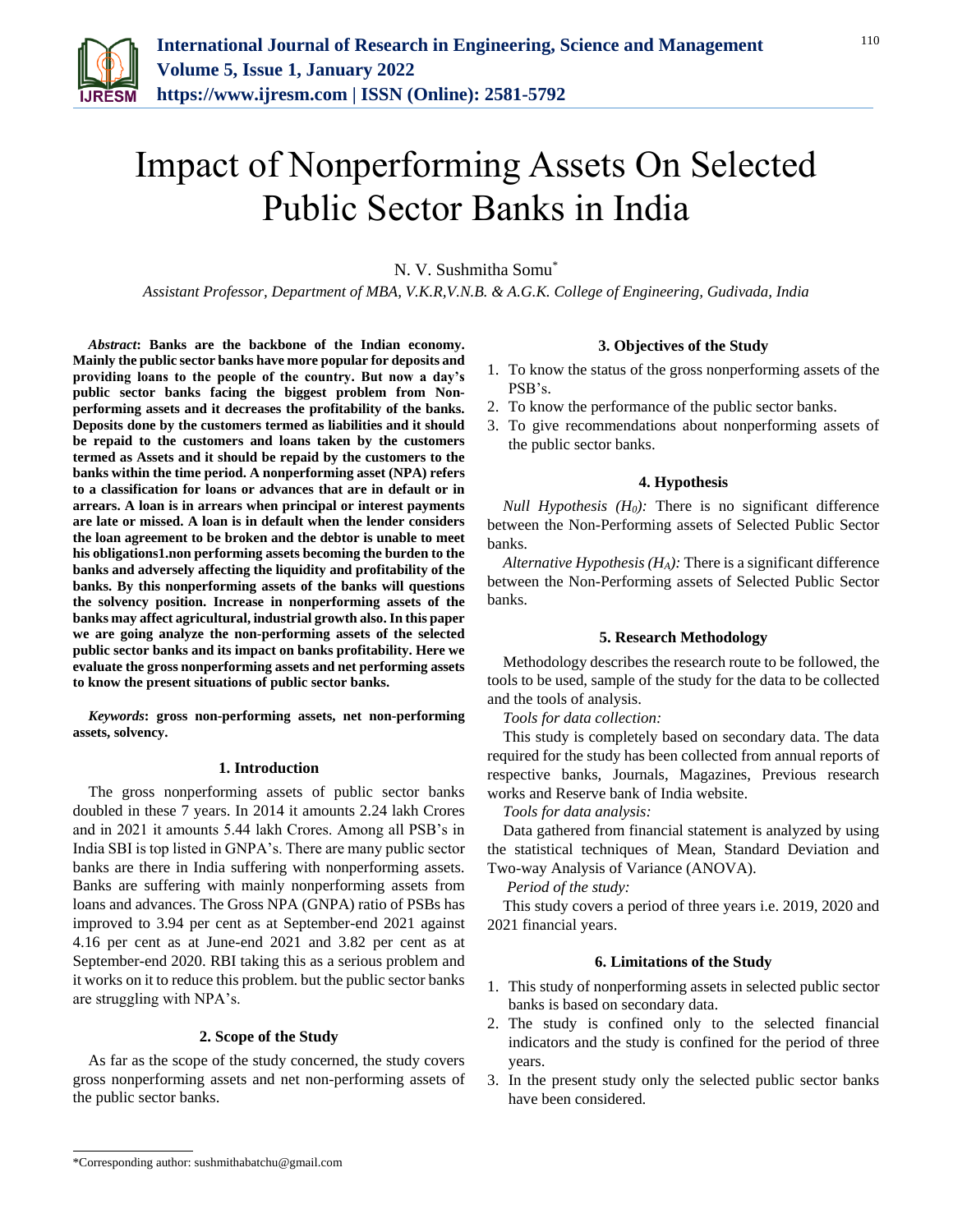# Impact of Nonperforming Assets On Selected Public Sector Banks in India

N. V. Sushmitha Somu*

*Assistant Professor, Department of MBA, V.K.R,V.N.B. & A.G.K. College of Engineering, Gudivada, India*

***Abstract*: Banks are the backbone of the Indian economy. Mainly the public sector banks have more popular for deposits and providing loans to the people of the country. But now a day's public sector banks facing the biggest problem from Non-performing assets and it decreases the profitability of the banks. Deposits done by the customers termed as liabilities and it should be repaid to the customers and loans taken by the customers termed as Assets and it should be repaid by the customers to the banks within the time period. A nonperforming asset (NPA) refers to a classification for loans or advances that are in default or in arrears. A loan is in arrears when principal or interest payments are late or missed. A loan is in default when the lender considers the loan agreement to be broken and the debtor is unable to meet his obligations1.non performing assets becoming the burden to the banks and adversely affecting the liquidity and profitability of the banks. By this nonperforming assets of the banks will questions the solvency position. Increase in nonperforming assets of the banks may affect agricultural, industrial growth also. In this paper we are going analyze the non-performing assets of the selected public sector banks and its impact on banks profitability. Here we evaluate the gross nonperforming assets and net performing assets to know the present situations of public sector banks.**

***Keywords*: gross non-performing assets, net non-performing assets, solvency.**

## 1. Introduction

The gross nonperforming assets of public sector banks doubled in these 7 years. In 2014 it amounts 2.24 lakh Crores and in 2021 it amounts 5.44 lakh Crores. Among all PSB's in India SBI is top listed in GNPA's. There are many public sector banks are there in India suffering with nonperforming assets. Banks are suffering with mainly nonperforming assets from loans and advances. The Gross NPA (GNPA) ratio of PSBs has improved to 3.94 per cent as at September-end 2021 against 4.16 per cent as at June-end 2021 and 3.82 per cent as at September-end 2020. RBI taking this as a serious problem and it works on it to reduce this problem. but the public sector banks are struggling with NPA's.

## 2. Scope of the Study

As far as the scope of the study concerned, the study covers gross nonperforming assets and net non-performing assets of the public sector banks.

## 3. Objectives of the Study

1. To know the status of the gross nonperforming assets of the PSB's.
2. To know the performance of the public sector banks.
3. To give recommendations about nonperforming assets of the public sector banks.

## 4. Hypothesis

*Null Hypothesis ($H_0$):* There is no significant difference between the Non-Performing assets of Selected Public Sector banks.

*Alternative Hypothesis ($H_A$):* There is a significant difference between the Non-Performing assets of Selected Public Sector banks.

## 5. Research Methodology

Methodology describes the research route to be followed, the tools to be used, sample of the study for the data to be collected and the tools of analysis.

*Tools for data collection:*

This study is completely based on secondary data. The data required for the study has been collected from annual reports of respective banks, Journals, Magazines, Previous research works and Reserve bank of India website.

*Tools for data analysis:*

Data gathered from financial statement is analyzed by using the statistical techniques of Mean, Standard Deviation and Two-way Analysis of Variance (ANOVA).

*Period of the study:*

This study covers a period of three years i.e. 2019, 2020 and 2021 financial years.

## 6. Limitations of the Study

1. This study of nonperforming assets in selected public sector banks is based on secondary data.
2. The study is confined only to the selected financial indicators and the study is confined for the period of three years.
3. In the present study only the selected public sector banks have been considered.

*Corresponding author: sushmithabatchu@gmail.com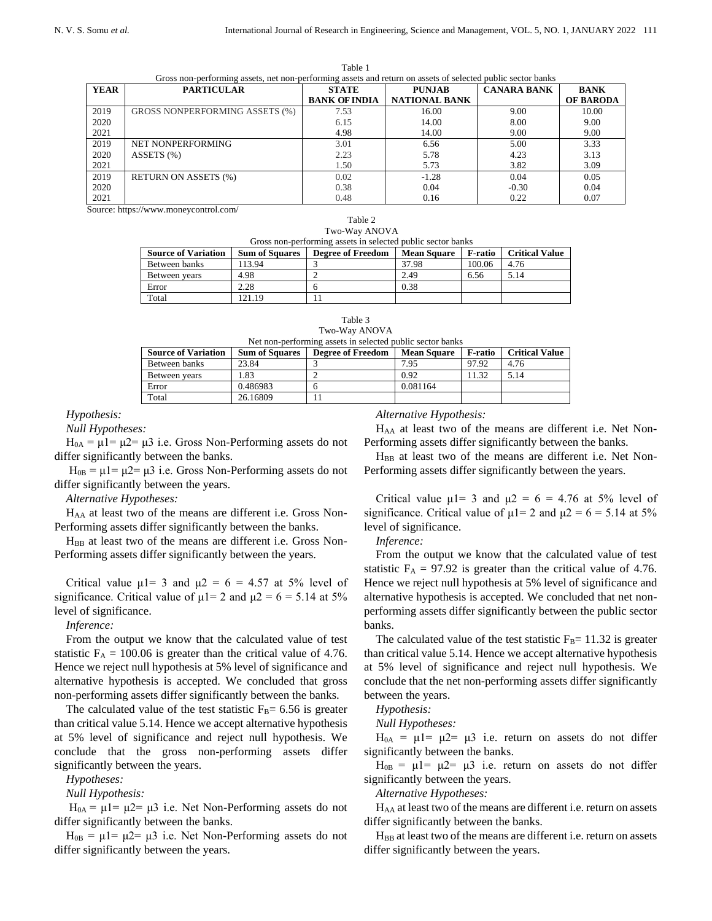Table 1

Gross non-performing assets, net non-performing assets and return on assets of selected public sector banks

| YEAR | PARTICULAR | STATE BANK OF INDIA | PUNJAB NATIONAL BANK | CANARA BANK | BANK OF BARODA |
|---|---|---|---|---|---|
| 2019 | GROSS NONPERFORMING ASSETS (%) | 7.53 | 16.00 | 9.00 | 10.00 |
| 2020 | | 6.15 | 14.00 | 8.00 | 9.00 |
| 2021 | | 4.98 | 14.00 | 9.00 | 9.00 |
| 2019 | NET NONPERFORMING ASSETS (%) | 3.01 | 6.56 | 5.00 | 3.33 |
| 2020 | | 2.23 | 5.78 | 4.23 | 3.13 |
| 2021 | | 1.50 | 5.73 | 3.82 | 3.09 |
| 2019 | RETURN ON ASSETS (%) | 0.02 | -1.28 | 0.04 | 0.05 |
| 2020 | | 0.38 | 0.04 | -0.30 | 0.04 |
| 2021 | | 0.48 | 0.16 | 0.22 | 0.07 |

Source: https://www.moneycontrol.com/

Table 2

Two-Way ANOVA

Gross non-performing assets in selected public sector banks

| Source of Variation | Sum of Squares | Degree of Freedom | Mean Square | F-ratio | Critical Value |
|---|---|---|---|---|---|
| Between banks | 113.94 | 3 | 37.98 | 100.06 | 4.76 |
| Between years | 4.98 | 2 | 2.49 | 6.56 | 5.14 |
| Error | 2.28 | 6 | 0.38 | | |
| Total | 121.19 | 11 | | | |

Table 3

Two-Way ANOVA

Net non-performing assets in selected public sector banks

| Source of Variation | Sum of Squares | Degree of Freedom | Mean Square | F-ratio | Critical Value |
|---|---|---|---|---|---|
| Between banks | 23.84 | 3 | 7.95 | 97.92 | 4.76 |
| Between years | 1.83 | 2 | 0.92 | 11.32 | 5.14 |
| Error | 0.486983 | 6 | 0.081164 | | |
| Total | 26.16809 | 11 | | | |

*Hypothesis:*

*Null Hypotheses:*

$H_{0A} = \mu 1 = \mu 2 = \mu 3$ i.e. Gross Non-Performing assets do not differ significantly between the banks.

$H_{0B} = \mu 1 = \mu 2 = \mu 3$ i.e. Gross Non-Performing assets do not differ significantly between the years.

*Alternative Hypotheses:*

$H_{AA}$ at least two of the means are different i.e. Gross Non-Performing assets differ significantly between the banks.

$H_{BB}$ at least two of the means are different i.e. Gross Non-Performing assets differ significantly between the years.

Critical value $\mu 1 = 3$ and $\mu 2 = 6 = 4.57$ at 5% level of significance. Critical value of $\mu 1 = 2$ and $\mu 2 = 6 = 5.14$ at 5% level of significance.

*Inference:*

From the output we know that the calculated value of test statistic $F_A = 100.06$ is greater than the critical value of 4.76. Hence we reject null hypothesis at 5% level of significance and alternative hypothesis is accepted. We concluded that gross non-performing assets differ significantly between the banks.

The calculated value of the test statistic $F_B = 6.56$ is greater than critical value 5.14. Hence we accept alternative hypothesis at 5% level of significance and reject null hypothesis. We conclude that the gross non-performing assets differ significantly between the years.

*Hypotheses:*

*Null Hypothesis:*

$H_{0A} = \mu 1 = \mu 2 = \mu 3$ i.e. Net Non-Performing assets do not differ significantly between the banks.

$H_{0B} = \mu 1 = \mu 2 = \mu 3$ i.e. Net Non-Performing assets do not differ significantly between the years.

*Alternative Hypothesis:*

$H_{AA}$ at least two of the means are different i.e. Net Non-Performing assets differ significantly between the banks.

$H_{BB}$ at least two of the means are different i.e. Net Non-Performing assets differ significantly between the years.

Critical value $\mu 1 = 3$ and $\mu 2 = 6 = 4.76$ at 5% level of significance. Critical value of $\mu 1 = 2$ and $\mu 2 = 6 = 5.14$ at 5% level of significance.

*Inference:*

From the output we know that the calculated value of test statistic $F_A = 97.92$ is greater than the critical value of 4.76. Hence we reject null hypothesis at 5% level of significance and alternative hypothesis is accepted. We concluded that net non-performing assets differ significantly between the public sector banks.

The calculated value of the test statistic $F_B = 11.32$ is greater than critical value 5.14. Hence we accept alternative hypothesis at 5% level of significance and reject null hypothesis. We conclude that the net non-performing assets differ significantly between the years.

*Hypothesis:*

*Null Hypotheses:*

$H_{0A} = \mu 1 = \mu 2 = \mu 3$ i.e. return on assets do not differ significantly between the banks.

$H_{0B} = \mu 1 = \mu 2 = \mu 3$ i.e. return on assets do not differ significantly between the years.

*Alternative Hypotheses:*

$H_{AA}$ at least two of the means are different i.e. return on assets differ significantly between the banks.

$H_{BB}$ at least two of the means are different i.e. return on assets differ significantly between the years.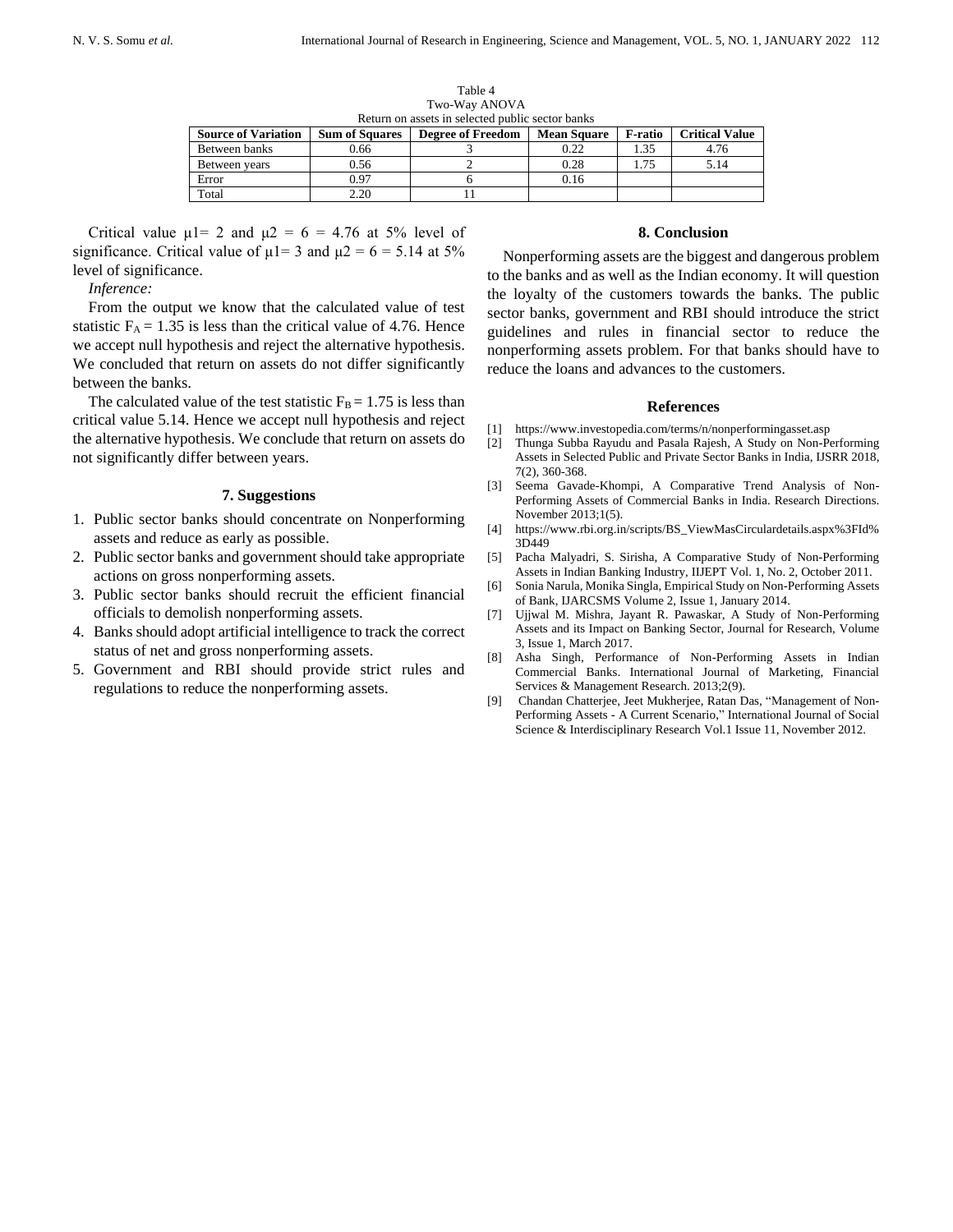Table 4
Two-Way ANOVA
Return on assets in selected public sector banks

| Source of Variation | Sum of Squares | Degree of Freedom | Mean Square | F-ratio | Critical Value |
|---|---|---|---|---|---|
| Between banks | 0.66 | 3 | 0.22 | 1.35 | 4.76 |
| Between years | 0.56 | 2 | 0.28 | 1.75 | 5.14 |
| Error | 0.97 | 6 | 0.16 | | |
| Total | 2.20 | 11 | | | |

Critical value $\mu 1 = 2$ and $\mu 2 = 6 = 4.76$ at 5% level of significance. Critical value of $\mu 1 = 3$ and $\mu 2 = 6 = 5.14$ at 5% level of significance.

*Inference:*

From the output we know that the calculated value of test statistic $F_A = 1.35$ is less than the critical value of 4.76. Hence we accept null hypothesis and reject the alternative hypothesis. We concluded that return on assets do not differ significantly between the banks.

The calculated value of the test statistic $F_B = 1.75$ is less than critical value 5.14. Hence we accept null hypothesis and reject the alternative hypothesis. We conclude that return on assets do not significantly differ between years.

## 7. Suggestions

1. Public sector banks should concentrate on Nonperforming assets and reduce as early as possible.
2. Public sector banks and government should take appropriate actions on gross nonperforming assets.
3. Public sector banks should recruit the efficient financial officials to demolish nonperforming assets.
4. Banks should adopt artificial intelligence to track the correct status of net and gross nonperforming assets.
5. Government and RBI should provide strict rules and regulations to reduce the nonperforming assets.

## 8. Conclusion

Nonperforming assets are the biggest and dangerous problem to the banks and as well as the Indian economy. It will question the loyalty of the customers towards the banks. The public sector banks, government and RBI should introduce the strict guidelines and rules in financial sector to reduce the nonperforming assets problem. For that banks should have to reduce the loans and advances to the customers.

## References

[1] https://www.investopedia.com/terms/n/nonperformingasset.asp

[2] Thunga Subba Rayudu and Pasala Rajesh, A Study on Non-Performing Assets in Selected Public and Private Sector Banks in India, IJSRR 2018, 7(2), 360-368.

[3] Seema Gavade-Khompi, A Comparative Trend Analysis of Non-Performing Assets of Commercial Banks in India. Research Directions. November 2013;1(5).

[4] https://www.rbi.org.in/scripts/BS_ViewMasCirculardetails.aspx%3FId%3D449

[5] Pacha Malyadri, S. Sirisha, A Comparative Study of Non-Performing Assets in Indian Banking Industry, IIJEPT Vol. 1, No. 2, October 2011.

[6] Sonia Narula, Monika Singla, Empirical Study on Non-Performing Assets of Bank, IJARCSMS Volume 2, Issue 1, January 2014.

[7] Ujjwal M. Mishra, Jayant R. Pawaskar, A Study of Non-Performing Assets and its Impact on Banking Sector, Journal for Research, Volume 3, Issue 1, March 2017.

[8] Asha Singh, Performance of Non-Performing Assets in Indian Commercial Banks. International Journal of Marketing, Financial Services & Management Research. 2013;2(9).

[9] Chandan Chatterjee, Jeet Mukherjee, Ratan Das, "Management of Non-Performing Assets - A Current Scenario," International Journal of Social Science & Interdisciplinary Research Vol.1 Issue 11, November 2012.